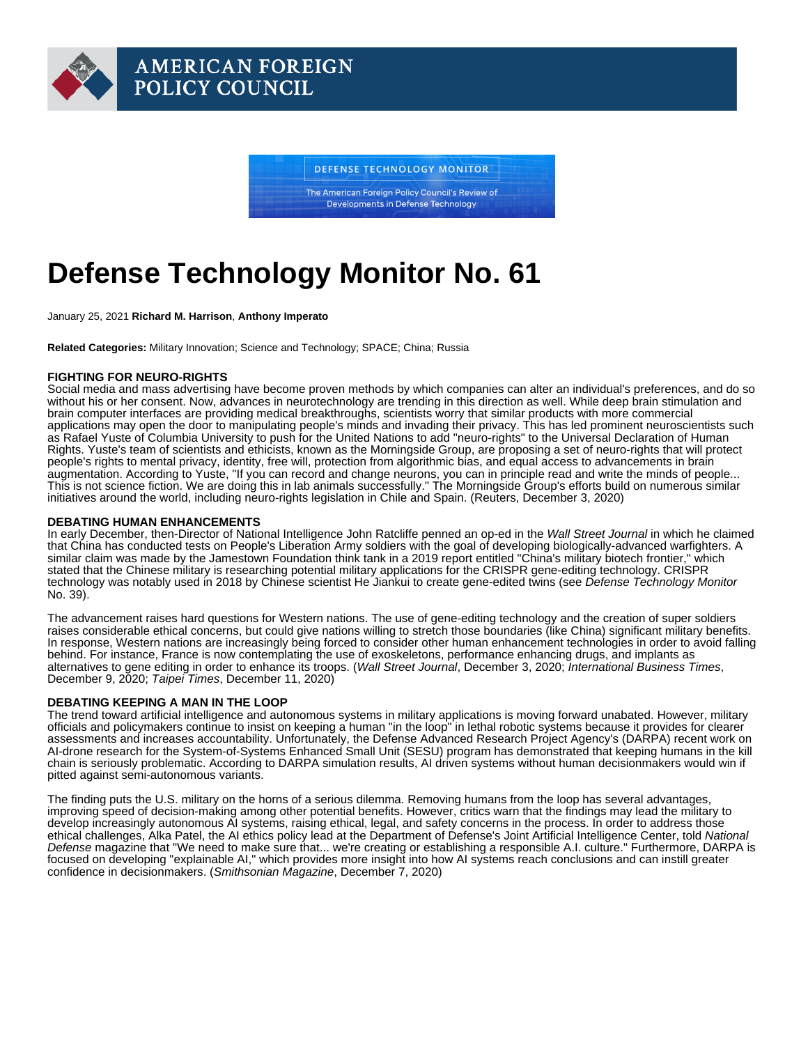AMERICAN FOREIGN POLICY COUNCIL

DEFENSE TECHNOLOGY MONITOR

The American Foreign Policy Council's Review of Developments in Defense Technology

# Defense Technology Monitor No. 61

January 25, 2021 **Richard M. Harrison**, **Anthony Imperato**

**Related Categories:** Military Innovation; Science and Technology; SPACE; China; Russia

**FIGHTING FOR NEURO-RIGHTS**

Social media and mass advertising have become proven methods by which companies can alter an individual's preferences, and do so without his or her consent. Now, advances in neurotechnology are trending in this direction as well. While deep brain stimulation and brain computer interfaces are providing medical breakthroughs, scientists worry that similar products with more commercial applications may open the door to manipulating people's minds and invading their privacy. This has led prominent neuroscientists such as Rafael Yuste of Columbia University to push for the United Nations to add "neuro-rights" to the Universal Declaration of Human Rights. Yuste's team of scientists and ethicists, known as the Morningside Group, are proposing a set of neuro-rights that will protect people's rights to mental privacy, identity, free will, protection from algorithmic bias, and equal access to advancements in brain augmentation. According to Yuste, "If you can record and change neurons, you can in principle read and write the minds of people... This is not science fiction. We are doing this in lab animals successfully." The Morningside Group's efforts build on numerous similar initiatives around the world, including neuro-rights legislation in Chile and Spain. (Reuters, December 3, 2020)

**DEBATING HUMAN ENHANCEMENTS**

In early December, then-Director of National Intelligence John Ratcliffe penned an op-ed in the *Wall Street Journal* in which he claimed that China has conducted tests on People's Liberation Army soldiers with the goal of developing biologically-advanced warfighters. A similar claim was made by the Jamestown Foundation think tank in a 2019 report entitled "China's military biotech frontier," which stated that the Chinese military is researching potential military applications for the CRISPR gene-editing technology. CRISPR technology was notably used in 2018 by Chinese scientist He Jiankui to create gene-edited twins (see *Defense Technology Monitor* No. 39).

The advancement raises hard questions for Western nations. The use of gene-editing technology and the creation of super soldiers raises considerable ethical concerns, but could give nations willing to stretch those boundaries (like China) significant military benefits. In response, Western nations are increasingly being forced to consider other human enhancement technologies in order to avoid falling behind. For instance, France is now contemplating the use of exoskeletons, performance enhancing drugs, and implants as alternatives to gene editing in order to enhance its troops. (*Wall Street Journal*, December 3, 2020; *International Business Times*, December 9, 2020; *Taipei Times*, December 11, 2020)

**DEBATING KEEPING A MAN IN THE LOOP**

The trend toward artificial intelligence and autonomous systems in military applications is moving forward unabated. However, military officials and policymakers continue to insist on keeping a human "in the loop" in lethal robotic systems because it provides for clearer assessments and increases accountability. Unfortunately, the Defense Advanced Research Project Agency's (DARPA) recent work on AI-drone research for the System-of-Systems Enhanced Small Unit (SESU) program has demonstrated that keeping humans in the kill chain is seriously problematic. According to DARPA simulation results, AI driven systems without human decisionmakers would win if pitted against semi-autonomous variants.

The finding puts the U.S. military on the horns of a serious dilemma. Removing humans from the loop has several advantages, improving speed of decision-making among other potential benefits. However, critics warn that the findings may lead the military to develop increasingly autonomous AI systems, raising ethical, legal, and safety concerns in the process. In order to address those ethical challenges, Alka Patel, the AI ethics policy lead at the Department of Defense's Joint Artificial Intelligence Center, told *National Defense* magazine that "We need to make sure that... we're creating or establishing a responsible A.I. culture." Furthermore, DARPA is focused on developing "explainable AI," which provides more insight into how AI systems reach conclusions and can instill greater confidence in decisionmakers. (*Smithsonian Magazine*, December 7, 2020)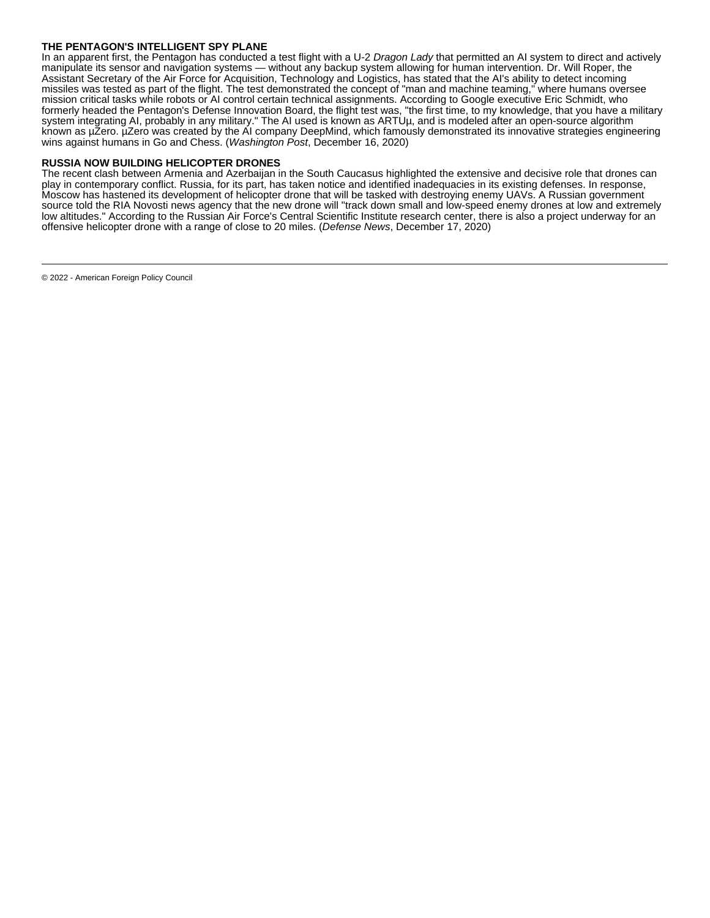### THE PENTAGON'S INTELLIGENT SPY PLANE

In an apparent first, the Pentagon has conducted a test flight with a U-2 *Dragon Lady* that permitted an AI system to direct and actively manipulate its sensor and navigation systems — without any backup system allowing for human intervention. Dr. Will Roper, the Assistant Secretary of the Air Force for Acquisition, Technology and Logistics, has stated that the AI's ability to detect incoming missiles was tested as part of the flight. The test demonstrated the concept of "man and machine teaming," where humans oversee mission critical tasks while robots or AI control certain technical assignments. According to Google executive Eric Schmidt, who formerly headed the Pentagon's Defense Innovation Board, the flight test was, "the first time, to my knowledge, that you have a military system integrating AI, probably in any military." The AI used is known as ARTUµ, and is modeled after an open-source algorithm known as µZero. µZero was created by the AI company DeepMind, which famously demonstrated its innovative strategies engineering wins against humans in Go and Chess. (*Washington Post*, December 16, 2020)

### RUSSIA NOW BUILDING HELICOPTER DRONES

The recent clash between Armenia and Azerbaijan in the South Caucasus highlighted the extensive and decisive role that drones can play in contemporary conflict. Russia, for its part, has taken notice and identified inadequacies in its existing defenses. In response, Moscow has hastened its development of helicopter drone that will be tasked with destroying enemy UAVs. A Russian government source told the RIA Novosti news agency that the new drone will "track down small and low-speed enemy drones at low and extremely low altitudes." According to the Russian Air Force's Central Scientific Institute research center, there is also a project underway for an offensive helicopter drone with a range of close to 20 miles. (*Defense News*, December 17, 2020)

© 2022 - American Foreign Policy Council